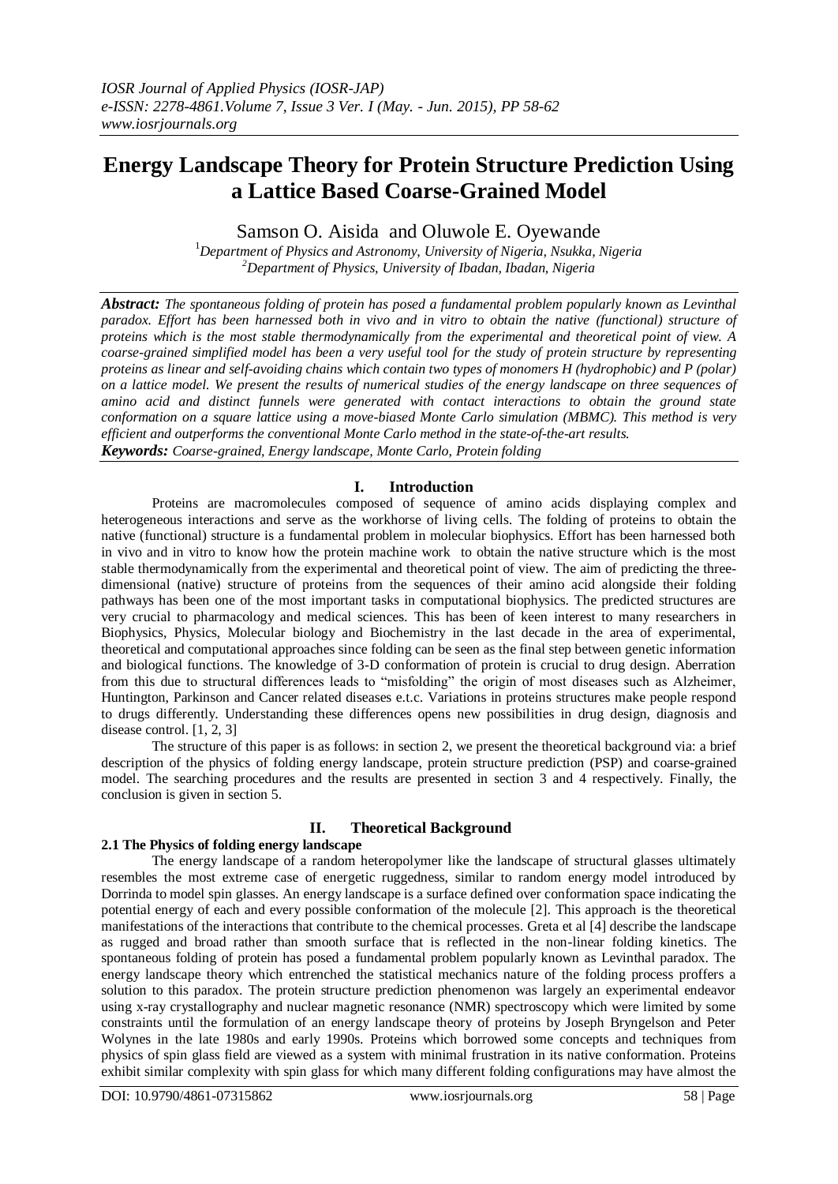# Energy Landscape Theory for Protein Structure Prediction Using a Lattice Based Coarse-Grained Model

Samson O. Aisida and Oluwole E. Oyewande

[1]*Department of Physics and Astronomy, University of Nigeria, Nsukka, Nigeria*
[2]*Department of Physics, University of Ibadan, Ibadan, Nigeria*

***Abstract:*** *The spontaneous folding of protein has posed a fundamental problem popularly known as Levinthal paradox. Effort has been harnessed both in vivo and in vitro to obtain the native (functional) structure of proteins which is the most stable thermodynamically from the experimental and theoretical point of view. A coarse-grained simplified model has been a very useful tool for the study of protein structure by representing proteins as linear and self-avoiding chains which contain two types of monomers H (hydrophobic) and P (polar) on a lattice model. We present the results of numerical studies of the energy landscape on three sequences of amino acid and distinct funnels were generated with contact interactions to obtain the ground state conformation on a square lattice using a move-biased Monte Carlo simulation (MBMC). This method is very efficient and outperforms the conventional Monte Carlo method in the state-of-the-art results.*

***Keywords:*** *Coarse-grained, Energy landscape, Monte Carlo, Protein folding*

## I. Introduction

Proteins are macromolecules composed of sequence of amino acids displaying complex and heterogeneous interactions and serve as the workhorse of living cells. The folding of proteins to obtain the native (functional) structure is a fundamental problem in molecular biophysics. Effort has been harnessed both in vivo and in vitro to know how the protein machine work to obtain the native structure which is the most stable thermodynamically from the experimental and theoretical point of view. The aim of predicting the three-dimensional (native) structure of proteins from the sequences of their amino acid alongside their folding pathways has been one of the most important tasks in computational biophysics. The predicted structures are very crucial to pharmacology and medical sciences. This has been of keen interest to many researchers in Biophysics, Physics, Molecular biology and Biochemistry in the last decade in the area of experimental, theoretical and computational approaches since folding can be seen as the final step between genetic information and biological functions. The knowledge of 3-D conformation of protein is crucial to drug design. Aberration from this due to structural differences leads to "misfolding" the origin of most diseases such as Alzheimer, Huntington, Parkinson and Cancer related diseases e.t.c. Variations in proteins structures make people respond to drugs differently. Understanding these differences opens new possibilities in drug design, diagnosis and disease control. [1, 2, 3]

The structure of this paper is as follows: in section 2, we present the theoretical background via: a brief description of the physics of folding energy landscape, protein structure prediction (PSP) and coarse-grained model. The searching procedures and the results are presented in section 3 and 4 respectively. Finally, the conclusion is given in section 5.

## II. Theoretical Background

### 2.1 The Physics of folding energy landscape

The energy landscape of a random heteropolymer like the landscape of structural glasses ultimately resembles the most extreme case of energetic ruggedness, similar to random energy model introduced by Dorrinda to model spin glasses. An energy landscape is a surface defined over conformation space indicating the potential energy of each and every possible conformation of the molecule [2]. This approach is the theoretical manifestations of the interactions that contribute to the chemical processes. Greta et al [4] describe the landscape as rugged and broad rather than smooth surface that is reflected in the non-linear folding kinetics. The spontaneous folding of protein has posed a fundamental problem popularly known as Levinthal paradox. The energy landscape theory which entrenched the statistical mechanics nature of the folding process proffers a solution to this paradox. The protein structure prediction phenomenon was largely an experimental endeavor using x-ray crystallography and nuclear magnetic resonance (NMR) spectroscopy which were limited by some constraints until the formulation of an energy landscape theory of proteins by Joseph Bryngelson and Peter Wolynes in the late 1980s and early 1990s. Proteins which borrowed some concepts and techniques from physics of spin glass field are viewed as a system with minimal frustration in its native conformation. Proteins exhibit similar complexity with spin glass for which many different folding configurations may have almost the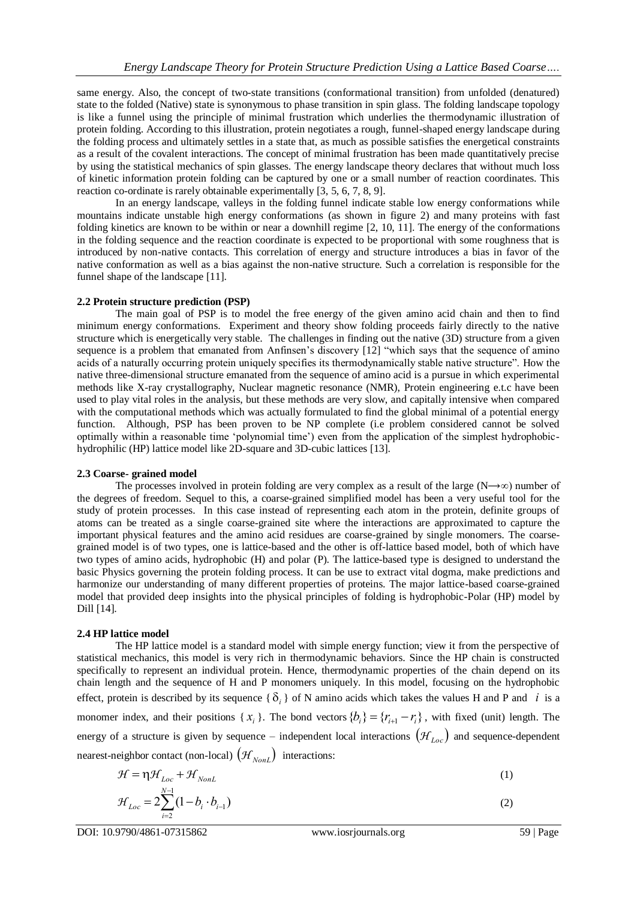same energy. Also, the concept of two-state transitions (conformational transition) from unfolded (denatured) state to the folded (Native) state is synonymous to phase transition in spin glass. The folding landscape topology is like a funnel using the principle of minimal frustration which underlies the thermodynamic illustration of protein folding. According to this illustration, protein negotiates a rough, funnel-shaped energy landscape during the folding process and ultimately settles in a state that, as much as possible satisfies the energetical constraints as a result of the covalent interactions. The concept of minimal frustration has been made quantitatively precise by using the statistical mechanics of spin glasses. The energy landscape theory declares that without much loss of kinetic information protein folding can be captured by one or a small number of reaction coordinates. This reaction co-ordinate is rarely obtainable experimentally [3, 5, 6, 7, 8, 9].

In an energy landscape, valleys in the folding funnel indicate stable low energy conformations while mountains indicate unstable high energy conformations (as shown in figure 2) and many proteins with fast folding kinetics are known to be within or near a downhill regime [2, 10, 11]. The energy of the conformations in the folding sequence and the reaction coordinate is expected to be proportional with some roughness that is introduced by non-native contacts. This correlation of energy and structure introduces a bias in favor of the native conformation as well as a bias against the non-native structure. Such a correlation is responsible for the funnel shape of the landscape [11].

### 2.2 Protein structure prediction (PSP)

The main goal of PSP is to model the free energy of the given amino acid chain and then to find minimum energy conformations. Experiment and theory show folding proceeds fairly directly to the native structure which is energetically very stable. The challenges in finding out the native (3D) structure from a given sequence is a problem that emanated from Anfinsen's discovery [12] "which says that the sequence of amino acids of a naturally occurring protein uniquely specifies its thermodynamically stable native structure". How the native three-dimensional structure emanated from the sequence of amino acid is a pursuit in which experimental methods like X-ray crystallography, Nuclear magnetic resonance (NMR), Protein engineering e.t.c have been used to play vital roles in the analysis, but these methods are very slow, and capitally intensive when compared with the computational methods which was actually formulated to find the global minimal of a potential energy function. Although, PSP has been proven to be NP complete (i.e problem considered cannot be solved optimally within a reasonable time 'polynomial time') even from the application of the simplest hydrophobic-hydrophilic (HP) lattice model like 2D-square and 3D-cubic lattices [13].

### 2.3 Coarse- grained model

The processes involved in protein folding are very complex as a result of the large ($N \rightarrow \infty$) number of the degrees of freedom. Sequel to this, a coarse-grained simplified model has been a very useful tool for the study of protein processes. In this case instead of representing each atom in the protein, definite groups of atoms can be treated as a single coarse-grained site where the interactions are approximated to capture the important physical features and the amino acid residues are coarse-grained by single monomers. The coarse-grained model is of two types, one is lattice-based and the other is off-lattice based model, both of which have two types of amino acids, hydrophobic (H) and polar (P). The lattice-based type is designed to understand the basic Physics governing the protein folding process. It can be use to extract vital dogma, make predictions and harmonize our understanding of many different properties of proteins. The major lattice-based coarse-grained model that provided deep insights into the physical principles of folding is hydrophobic-Polar (HP) model by Dill [14].

### 2.4 HP lattice model

The HP lattice model is a standard model with simple energy function; view it from the perspective of statistical mechanics, this model is very rich in thermodynamic behaviors. Since the HP chain is constructed specifically to represent an individual protein. Hence, thermodynamic properties of the chain depend on its chain length and the sequence of H and P monomers uniquely. In this model, focusing on the hydrophobic effect, protein is described by its sequence $\{\delta_i\}$ of N amino acids which takes the values H and P and $i$ is a monomer index, and their positions $\{x_i\}$. The bond vectors $\{b_i\} = \{r_{i+1} - r_i\}$, with fixed (unit) length. The energy of a structure is given by sequence – independent local interactions $(\mathcal{H}_{Loc})$ and sequence-dependent nearest-neighbor contact (non-local) $(\mathcal{H}_{NonL})$ interactions:

$$\mathcal{H} = \eta\mathcal{H}_{Loc} + \mathcal{H}_{NonL} \tag{1}$$

$$\mathcal{H}_{Loc} = 2\sum_{i=2}^{N-1}(1 - b_i \cdot b_{i-1}) \tag{2}$$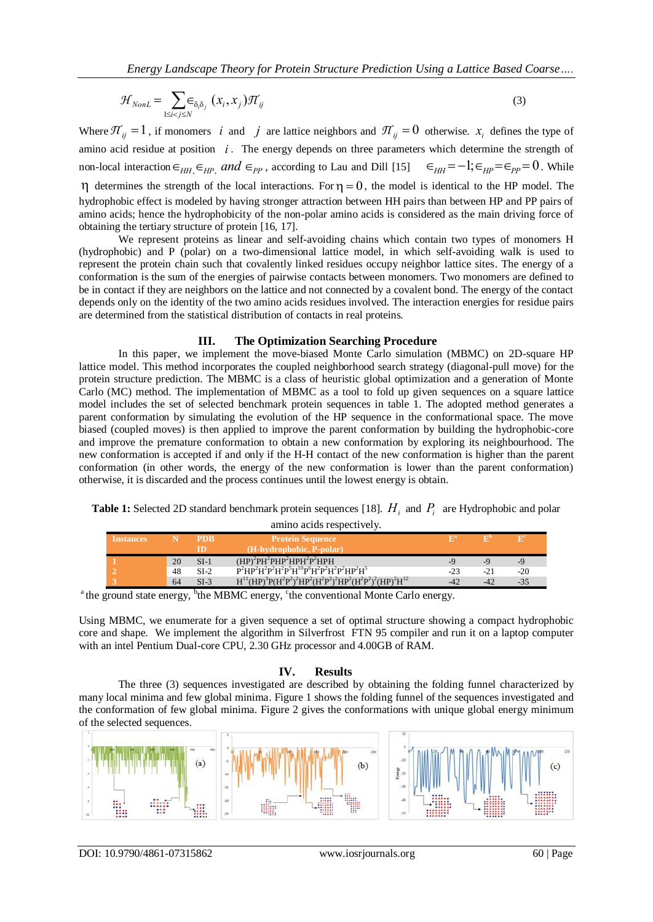$$\mathcal{H}_{NonL} = \sum_{1 \le i < j \le N} \epsilon_{\delta_i \delta_j}(x_i, x_j)\mathcal{T}_{ij} \quad (3)$$

Where $\mathcal{T}_{ij} = 1$, if monomers $i$ and $j$ are lattice neighbors and $\mathcal{T}_{ij} = 0$ otherwise. $x_i$ defines the type of amino acid residue at position $i$. The energy depends on three parameters which determine the strength of non-local interaction $\in_{HH}, \in_{HP}$ *and* $\in_{PP}$, according to Lau and Dill [15] $\in_{HH} = -1; \in_{HP} = \in_{PP} = 0$. While $\eta$ determines the strength of the local interactions. For $\eta = 0$, the model is identical to the HP model. The hydrophobic effect is modeled by having stronger attraction between HH pairs than between HP and PP pairs of amino acids; hence the hydrophobicity of the non-polar amino acids is considered as the main driving force of obtaining the tertiary structure of protein [16, 17].

We represent proteins as linear and self-avoiding chains which contain two types of monomers H (hydrophobic) and P (polar) on a two-dimensional lattice model, in which self-avoiding walk is used to represent the protein chain such that covalently linked residues occupy neighbor lattice sites. The energy of a conformation is the sum of the energies of pairwise contacts between monomers. Two monomers are defined to be in contact if they are neighbors on the lattice and not connected by a covalent bond. The energy of the contact depends only on the identity of the two amino acids residues involved. The interaction energies for residue pairs are determined from the statistical distribution of contacts in real proteins.

## III. The Optimization Searching Procedure

In this paper, we implement the move-biased Monte Carlo simulation (MBMC) on 2D-square HP lattice model. This method incorporates the coupled neighborhood search strategy (diagonal-pull move) for the protein structure prediction. The MBMC is a class of heuristic global optimization and a generation of Monte Carlo (MC) method. The implementation of MBMC as a tool to fold up given sequences on a square lattice model includes the set of selected benchmark protein sequences in table 1. The adopted method generates a parent conformation by simulating the evolution of the HP sequence in the conformational space. The move biased (coupled moves) is then applied to improve the parent conformation by building the hydrophobic-core and improve the premature conformation to obtain a new conformation by exploring its neighbourhood. The new conformation is accepted if and only if the H-H contact of the new conformation is higher than the parent conformation (in other words, the energy of the new conformation is lower than the parent conformation) otherwise, it is discarded and the process continues until the lowest energy is obtain.

**Table 1:** Selected 2D standard benchmark protein sequences [18]. $H_i$ and $P_i$ are Hydrophobic and polar amino acids respectively.

| Instances | N | PDB ID | Protein Sequence (H-hydrophobic, P-polar) | E[a] | E[b] | E[c] |
|---|---|---|---|---|---|---|
| 1 | 20 | SI-1 | $(HP)^2PH^2PHP^2HPH^2P^2HPH$ | -9 | -9 | -9 |
| 2 | 48 | SI-2 | $P^2HP^2H^2P^2H^2P^5H^{10}P^6H^2P^2H^2P^2HP^2H^5$ | -23 | -21 | -20 |
| 3 | 64 | SI-3 | $H^{11}(HP)^3P(H^2P^2)^2HP^2(H^2P^2)^2HP^2(H^2P^2)^2(HP)^2H^{12}$ | -42 | -42 | -35 |

[a] the ground state energy, [b] the MBMC energy, [c] the conventional Monte Carlo energy.

Using MBMC, we enumerate for a given sequence a set of optimal structure showing a compact hydrophobic core and shape. We implement the algorithm in Silverfrost FTN 95 compiler and run it on a laptop computer with an intel Pentium Dual-core CPU, 2.30 GHz processor and 4.00GB of RAM.

## IV. Results

The three (3) sequences investigated are described by obtaining the folding funnel characterized by many local minima and few global minima. Figure 1 shows the folding funnel of the sequences investigated and the conformation of few global minima. Figure 2 gives the conformations with unique global energy minimum of the selected sequences.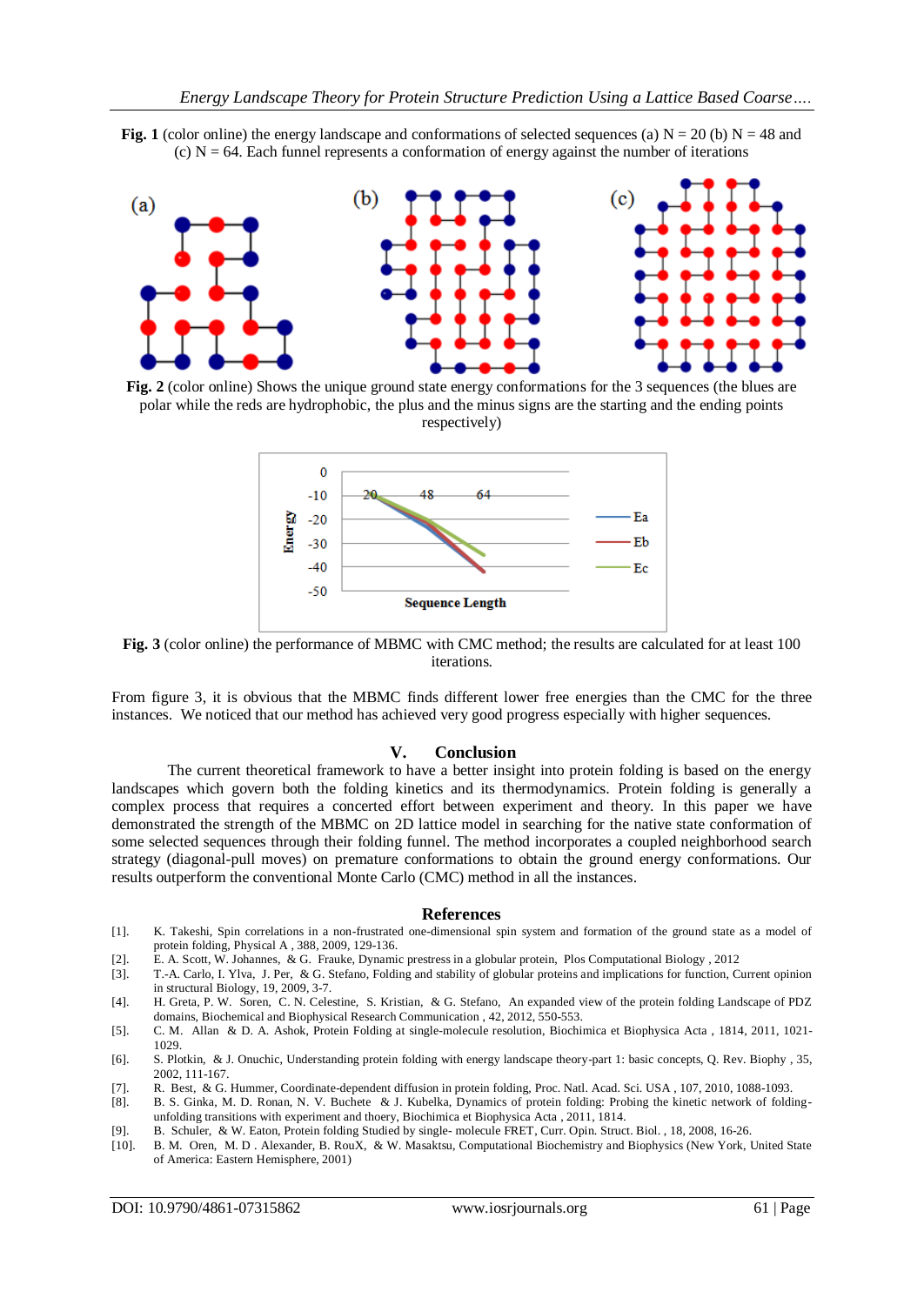**Fig. 1** (color online) the energy landscape and conformations of selected sequences (a) N = 20 (b) N = 48 and (c) N = 64. Each funnel represents a conformation of energy against the number of iterations

**Fig. 2** (color online) Shows the unique ground state energy conformations for the 3 sequences (the blues are polar while the reds are hydrophobic, the plus and the minus signs are the starting and the ending points respectively)

**Fig. 3** (color online) the performance of MBMC with CMC method; the results are calculated for at least 100 iterations.

From figure 3, it is obvious that the MBMC finds different lower free energies than the CMC for the three instances. We noticed that our method has achieved very good progress especially with higher sequences.

## V. Conclusion

The current theoretical framework to have a better insight into protein folding is based on the energy landscapes which govern both the folding kinetics and its thermodynamics. Protein folding is generally a complex process that requires a concerted effort between experiment and theory. In this paper we have demonstrated the strength of the MBMC on 2D lattice model in searching for the native state conformation of some selected sequences through their folding funnel. The method incorporates a coupled neighborhood search strategy (diagonal-pull moves) on premature conformations to obtain the ground energy conformations. Our results outperform the conventional Monte Carlo (CMC) method in all the instances.

## References

[1]. K. Takeshi, Spin correlations in a non-frustrated one-dimensional spin system and formation of the ground state as a model of protein folding, Physical A , 388, 2009, 129-136.

[2]. E. A. Scott, W. Johannes, & G. Frauke, Dynamic prestress in a globular protein, Plos Computational Biology , 2012

[3]. T.-A. Carlo, I. Ylva, J. Per, & G. Stefano, Folding and stability of globular proteins and implications for function, Current opinion in structural Biology, 19, 2009, 3-7.

[4]. H. Greta, P. W. Soren, C. N. Celestine, S. Kristian, & G. Stefano, An expanded view of the protein folding Landscape of PDZ domains, Biochemical and Biophysical Research Communication , 42, 2012, 550-553.

[5]. C. M. Allan & D. A. Ashok, Protein Folding at single-molecule resolution, Biochimica et Biophysica Acta , 1814, 2011, 1021-1029.

[6]. S. Plotkin, & J. Onuchic, Understanding protein folding with energy landscape theory-part 1: basic concepts, Q. Rev. Biophy , 35, 2002, 111-167.

[7]. R. Best, & G. Hummer, Coordinate-dependent diffusion in protein folding, Proc. Natl. Acad. Sci. USA , 107, 2010, 1088-1093.

[8]. B. S. Ginka, M. D. Ronan, N. V. Buchete & J. Kubelka, Dynamics of protein folding: Probing the kinetic network of folding-unfolding transitions with experiment and thoery, Biochimica et Biophysica Acta , 2011, 1814.

[9]. B. Schuler, & W. Eaton, Protein folding Studied by single- molecule FRET, Curr. Opin. Struct. Biol. , 18, 2008, 16-26.

[10]. B. M. Oren, M. D . Alexander, B. RouX, & W. Masaktsu, Computational Biochemistry and Biophysics (New York, United State of America: Eastern Hemisphere, 2001)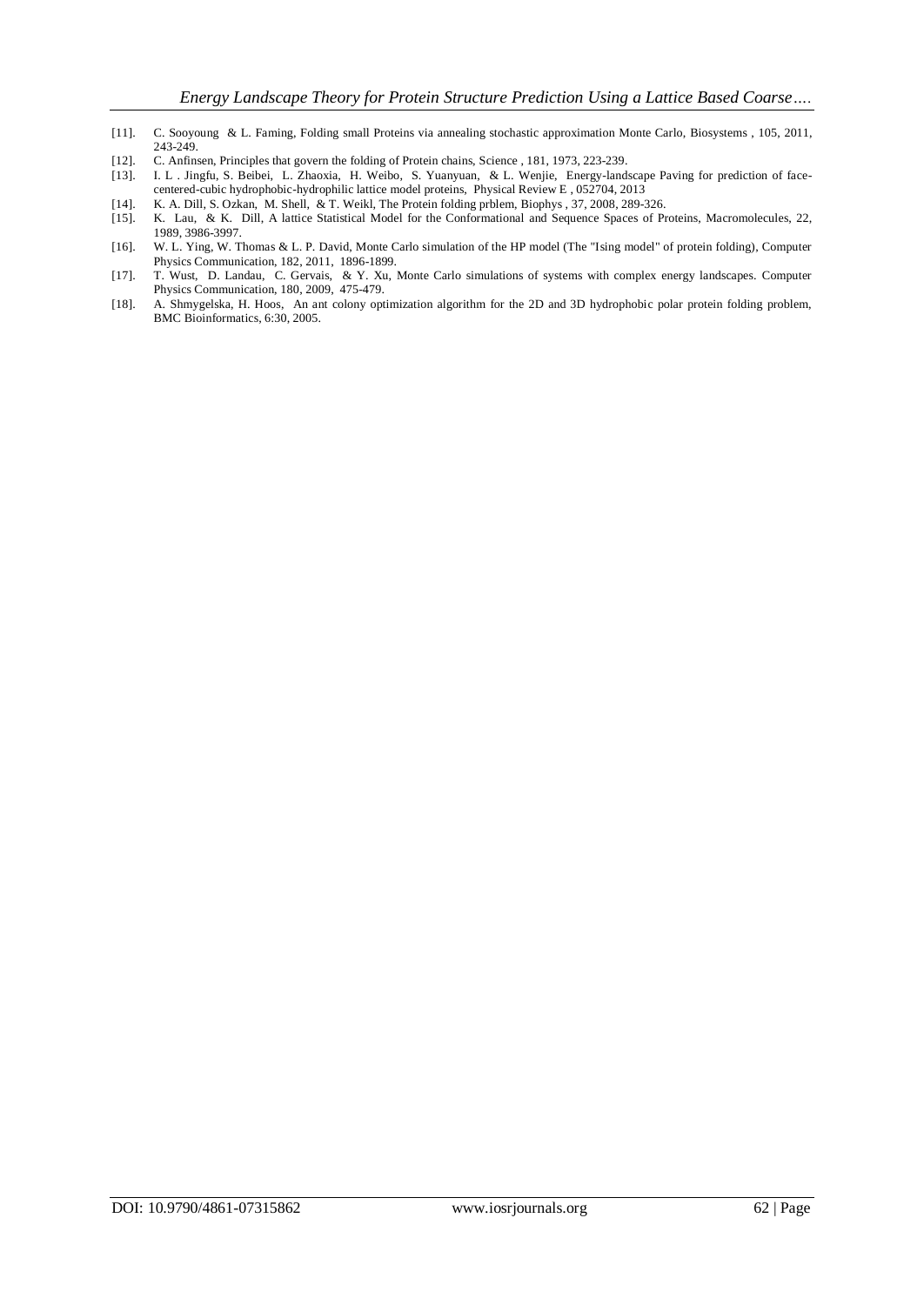[11]. C. Sooyoung & L. Faming, Folding small Proteins via annealing stochastic approximation Monte Carlo, Biosystems , 105, 2011, 243-249.

[12]. C. Anfinsen, Principles that govern the folding of Protein chains, Science , 181, 1973, 223-239.

[13]. I. L . Jingfu, S. Beibei, L. Zhaoxia, H. Weibo, S. Yuanyuan, & L. Wenjie, Energy-landscape Paving for prediction of face-centered-cubic hydrophobic-hydrophilic lattice model proteins, Physical Review E , 052704, 2013

[14]. K. A. Dill, S. Ozkan, M. Shell, & T. Weikl, The Protein folding prblem, Biophys , 37, 2008, 289-326.

[15]. K. Lau, & K. Dill, A lattice Statistical Model for the Conformational and Sequence Spaces of Proteins, Macromolecules, 22, 1989, 3986-3997.

[16]. W. L. Ying, W. Thomas & L. P. David, Monte Carlo simulation of the HP model (The "Ising model" of protein folding), Computer Physics Communication, 182, 2011, 1896-1899.

[17]. T. Wust, D. Landau, C. Gervais, & Y. Xu, Monte Carlo simulations of systems with complex energy landscapes. Computer Physics Communication, 180, 2009, 475-479.

[18]. A. Shmygelska, H. Hoos, An ant colony optimization algorithm for the 2D and 3D hydrophobic polar protein folding problem, BMC Bioinformatics, 6:30, 2005.